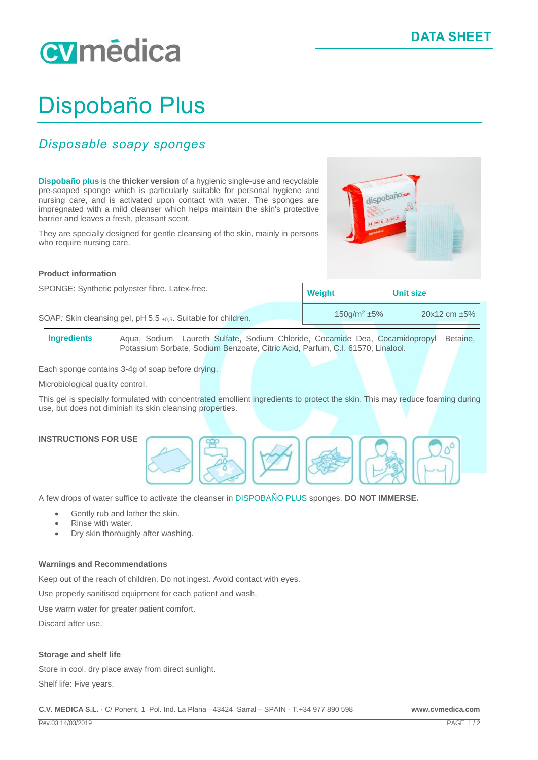**DATA SHEET**

# Dispobaño Plus

## *Disposable soapy sponges*

**Dispobaño plus** is the **thicker version** of a hygienic single-use and recyclable pre-soaped sponge which is particularly suitable for personal hygiene and nursing care, and is activated upon contact with water. The sponges are impregnated with a mild cleanser which helps maintain the skin's protective barrier and leaves a fresh, pleasant scent.

They are specially designed for gentle cleansing of the skin, mainly in persons who require nursing care.

### Product information

SPONGE: Synthetic polyester fibre. Latex-free.

SOAP: Skin cleansing gel, pH 5.5 $_{\pm 0,5}$. Suitable for children.

| Weight | Unit size |
|---|---|
| 150g/m$^2$ ±5% | 20x12 cm ±5% |

| Ingredients | Aqua, Sodium Laureth Sulfate, Sodium Chloride, Cocamide Dea, Cocamidopropyl Betaine, Potassium Sorbate, Sodium Benzoate, Citric Acid, Parfum, C.I. 61570, Linalool. |
|---|---|

Each sponge contains 3-4g of soap before drying.

Microbiological quality control.

This gel is specially formulated with concentrated emollient ingredients to protect the skin. This may reduce foaming during use, but does not diminish its skin cleansing properties.

### INSTRUCTIONS FOR USE

A few drops of water suffice to activate the cleanser in DISPOBAÑO PLUS sponges. **DO NOT IMMERSE.**

- Gently rub and lather the skin.
- Rinse with water.
- Dry skin thoroughly after washing.

### Warnings and Recommendations

Keep out of the reach of children. Do not ingest. Avoid contact with eyes.

Use properly sanitised equipment for each patient and wash.

Use warm water for greater patient comfort.

Discard after use.

### Storage and shelf life

Store in cool, dry place away from direct sunlight.

Shelf life: Five years.

**C.V. MEDICA S.L.** · C/ Ponent, 1 Pol. Ind. La Plana · 43424 Sarral – SPAIN · T.+34 977 890 598 **www.cvmedica.com**

Rev.03 14/03/2019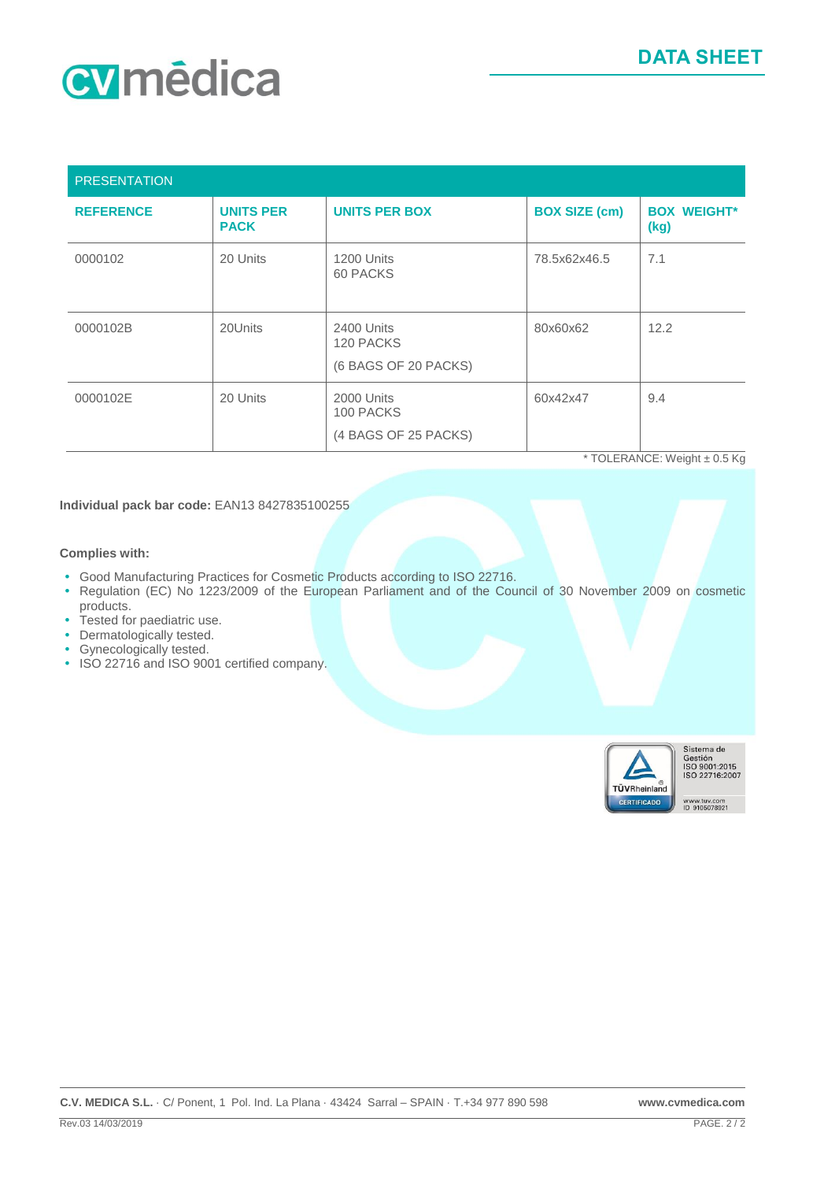# DATA SHEET

## PRESENTATION

| REFERENCE | UNITS PER PACK | UNITS PER BOX | BOX SIZE (cm) | BOX WEIGHT* (kg) |
|---|---|---|---|---|
| 0000102 | 20 Units | 1200 Units<br>60 PACKS | 78.5x62x46.5 | 7.1 |
| 0000102B | 20Units | 2400 Units<br>120 PACKS<br>(6 BAGS OF 20 PACKS) | 80x60x62 | 12.2 |
| 0000102E | 20 Units | 2000 Units<br>100 PACKS<br>(4 BAGS OF 25 PACKS) | 60x42x47 | 9.4 |

* TOLERANCE: Weight ± 0.5 Kg

**Individual pack bar code:** EAN13 8427835100255

**Complies with:**

- Good Manufacturing Practices for Cosmetic Products according to ISO 22716.
- Regulation (EC) No 1223/2009 of the European Parliament and of the Council of 30 November 2009 on cosmetic products.
- Tested for paediatric use.
- Dermatologically tested.
- Gynecologically tested.
- ISO 22716 and ISO 9001 certified company.

TÜVRheinland CERTIFICADO
Sistema de Gestión
ISO 9001:2015
ISO 22716:2007
www.tuv.com
ID 9105078921

**C.V. MEDICA S.L.** · C/ Ponent, 1 Pol. Ind. La Plana · 43424 Sarral – SPAIN · T.+34 977 890 598 **www.cvmedica.com**

Rev.03 14/03/2019